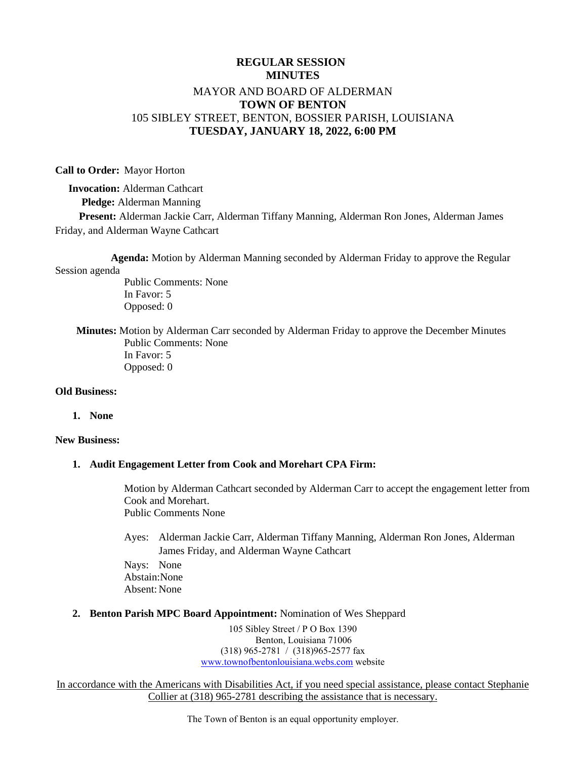**REGULAR SESSION**
**MINUTES**

MAYOR AND BOARD OF ALDERMAN
**TOWN OF BENTON**
105 SIBLEY STREET, BENTON, BOSSIER PARISH, LOUISIANA
**TUESDAY, JANUARY 18, 2022, 6:00 PM**

**Call to Order:** Mayor Horton

**Invocation:** Alderman Cathcart

**Pledge:** Alderman Manning

**Present:** Alderman Jackie Carr, Alderman Tiffany Manning, Alderman Ron Jones, Alderman James Friday, and Alderman Wayne Cathcart

**Agenda:** Motion by Alderman Manning seconded by Alderman Friday to approve the Regular Session agenda

Public Comments: None
In Favor: 5
Opposed: 0

**Minutes:** Motion by Alderman Carr seconded by Alderman Friday to approve the December Minutes

Public Comments: None
In Favor: 5
Opposed: 0

**Old Business:**

1. **None**

**New Business:**

1. **Audit Engagement Letter from Cook and Morehart CPA Firm:**

   Motion by Alderman Cathcart seconded by Alderman Carr to accept the engagement letter from Cook and Morehart.
   Public Comments None

   Ayes: Alderman Jackie Carr, Alderman Tiffany Manning, Alderman Ron Jones, Alderman James Friday, and Alderman Wayne Cathcart
   Nays: None
   Abstain: None
   Absent: None

2. **Benton Parish MPC Board Appointment:** Nomination of Wes Sheppard

105 Sibley Street / P O Box 1390
Benton, Louisiana 71006
(318) 965-2781 / (318)965-2577 fax
www.townofbentonlouisiana.webs.com website

In accordance with the Americans with Disabilities Act, if you need special assistance, please contact Stephanie Collier at (318) 965-2781 describing the assistance that is necessary.

The Town of Benton is an equal opportunity employer.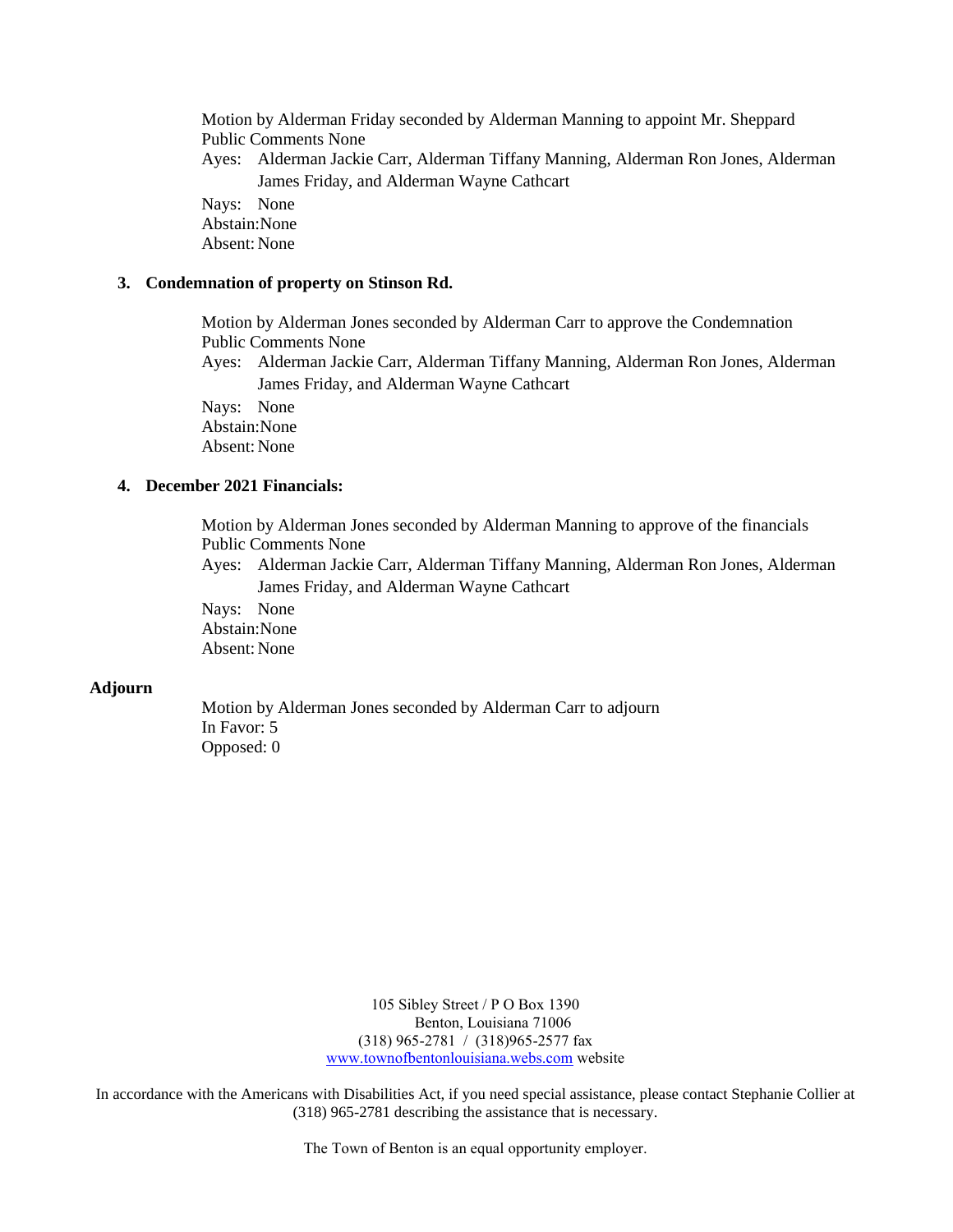Motion by Alderman Friday seconded by Alderman Manning to appoint Mr. Sheppard
Public Comments None
Ayes: Alderman Jackie Carr, Alderman Tiffany Manning, Alderman Ron Jones, Alderman James Friday, and Alderman Wayne Cathcart
Nays: None
Abstain: None
Absent: None

**3. Condemnation of property on Stinson Rd.**

Motion by Alderman Jones seconded by Alderman Carr to approve the Condemnation
Public Comments None
Ayes: Alderman Jackie Carr, Alderman Tiffany Manning, Alderman Ron Jones, Alderman James Friday, and Alderman Wayne Cathcart
Nays: None
Abstain: None
Absent: None

**4. December 2021 Financials:**

Motion by Alderman Jones seconded by Alderman Manning to approve of the financials
Public Comments None
Ayes: Alderman Jackie Carr, Alderman Tiffany Manning, Alderman Ron Jones, Alderman James Friday, and Alderman Wayne Cathcart
Nays: None
Abstain: None
Absent: None

**Adjourn**

Motion by Alderman Jones seconded by Alderman Carr to adjourn
In Favor: 5
Opposed: 0

105 Sibley Street / P O Box 1390
Benton, Louisiana 71006
(318) 965-2781 / (318)965-2577 fax
www.townofbentonlouisiana.webs.com website

In accordance with the Americans with Disabilities Act, if you need special assistance, please contact Stephanie Collier at (318) 965-2781 describing the assistance that is necessary.

The Town of Benton is an equal opportunity employer.